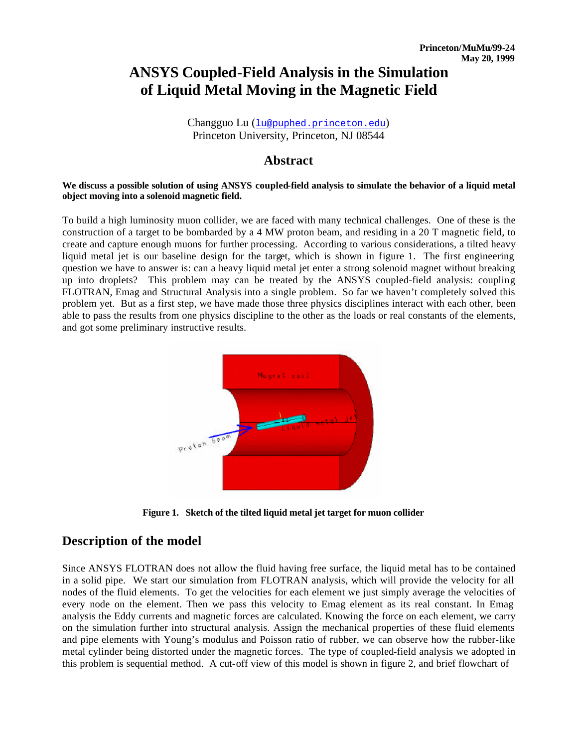Princeton/MuMu/99-24
May 20, 1999

# ANSYS Coupled-Field Analysis in the Simulation of Liquid Metal Moving in the Magnetic Field

Changguo Lu (lu@puphed.princeton.edu)
Princeton University, Princeton, NJ 08544

## Abstract

**We discuss a possible solution of using ANSYS coupled-field analysis to simulate the behavior of a liquid metal object moving into a solenoid magnetic field.**

To build a high luminosity muon collider, we are faced with many technical challenges. One of these is the construction of a target to be bombarded by a 4 MW proton beam, and residing in a 20 T magnetic field, to create and capture enough muons for further processing. According to various considerations, a tilted heavy liquid metal jet is our baseline design for the target, which is shown in figure 1. The first engineering question we have to answer is: can a heavy liquid metal jet enter a strong solenoid magnet without breaking up into droplets? This problem may can be treated by the ANSYS coupled-field analysis: coupling FLOTRAN, Emag and Structural Analysis into a single problem. So far we haven't completely solved this problem yet. But as a first step, we have made those three physics disciplines interact with each other, been able to pass the results from one physics discipline to the other as the loads or real constants of the elements, and got some preliminary instructive results.

**Figure 1. Sketch of the tilted liquid metal jet target for muon collider**

## Description of the model

Since ANSYS FLOTRAN does not allow the fluid having free surface, the liquid metal has to be contained in a solid pipe. We start our simulation from FLOTRAN analysis, which will provide the velocity for all nodes of the fluid elements. To get the velocities for each element we just simply average the velocities of every node on the element. Then we pass this velocity to Emag element as its real constant. In Emag analysis the Eddy currents and magnetic forces are calculated. Knowing the force on each element, we carry on the simulation further into structural analysis. Assign the mechanical properties of these fluid elements and pipe elements with Young's modulus and Poisson ratio of rubber, we can observe how the rubber-like metal cylinder being distorted under the magnetic forces. The type of coupled-field analysis we adopted in this problem is sequential method. A cut-off view of this model is shown in figure 2, and brief flowchart of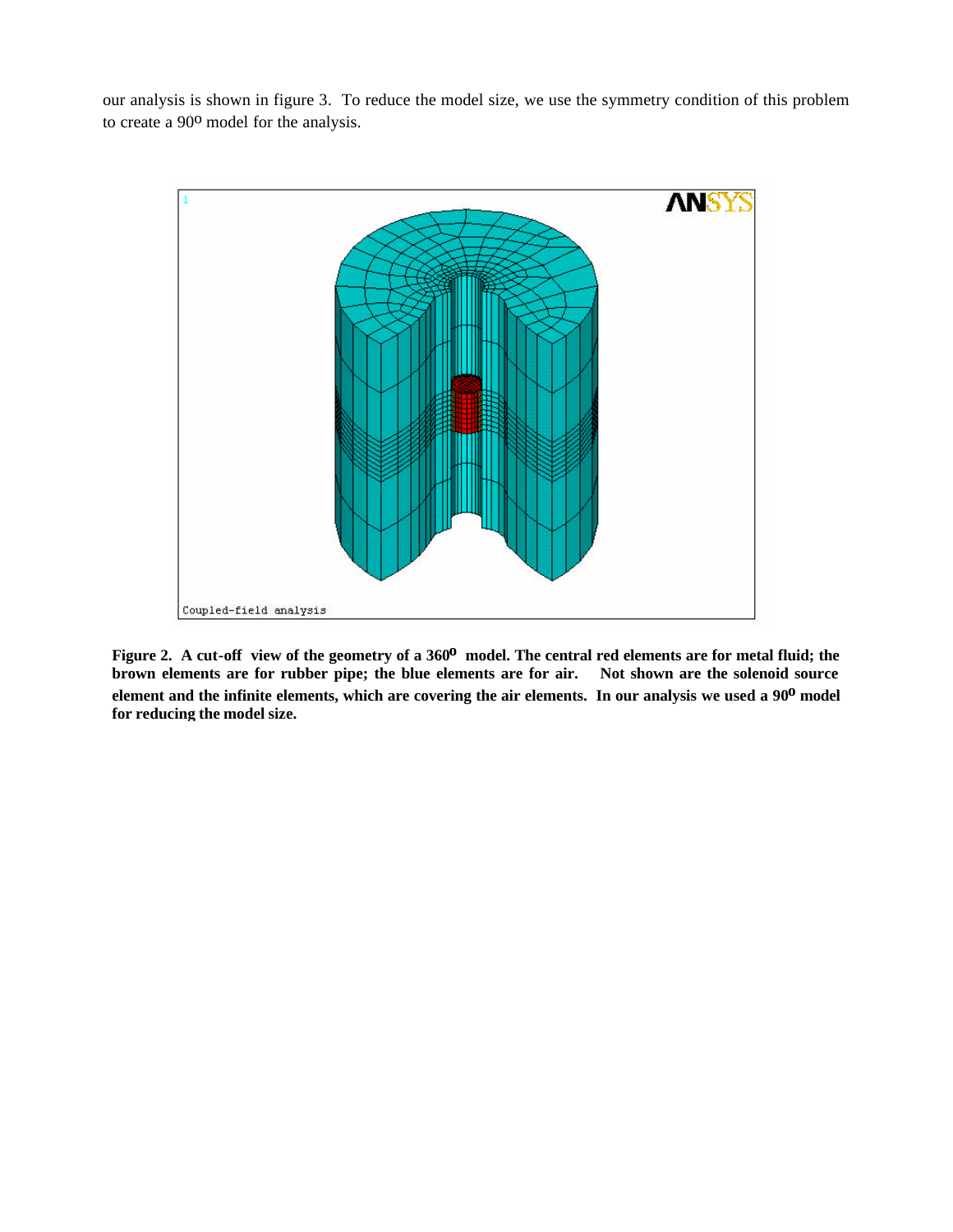our analysis is shown in figure 3. To reduce the model size, we use the symmetry condition of this problem to create a 90$^{o}$ model for the analysis.

**Figure 2. A cut-off view of the geometry of a 360$^{o}$ model. The central red elements are for metal fluid; the brown elements are for rubber pipe; the blue elements are for air. Not shown are the solenoid source element and the infinite elements, which are covering the air elements. In our analysis we used a 90$^{o}$ model for reducing the model size.**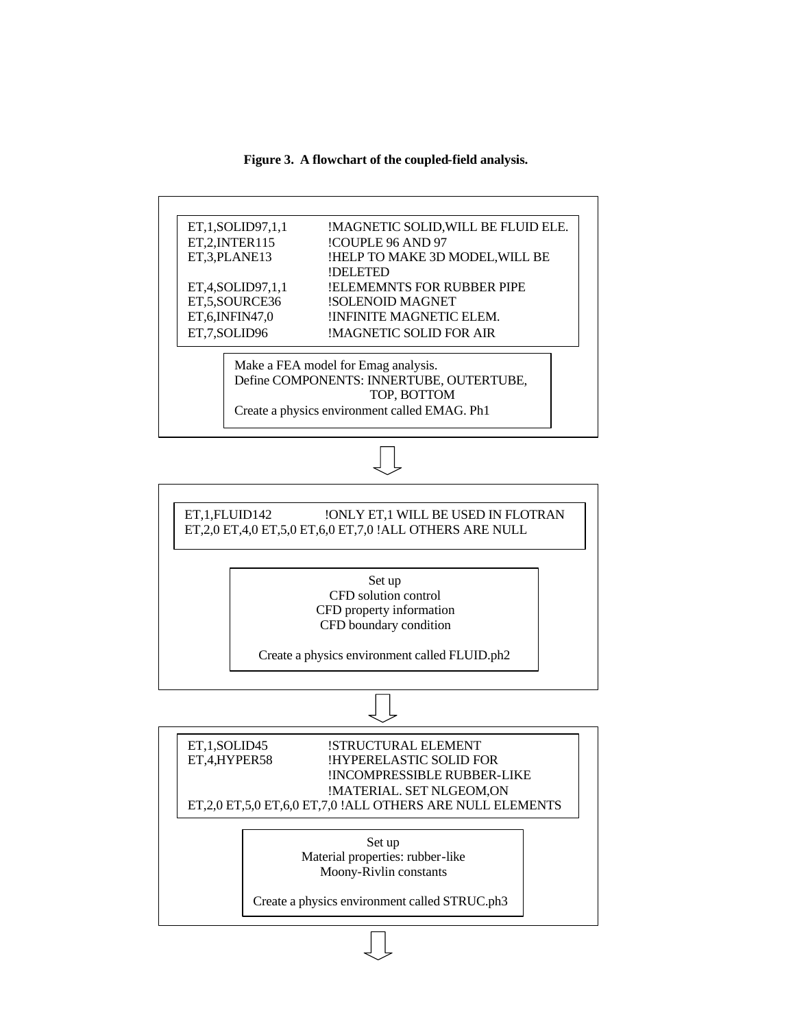**Figure 3. A flowchart of the coupled-field analysis.**

```
ET,1,SOLID97,1,1        !MAGNETIC SOLID,WILL BE FLUID ELE.
ET,2,INTER115           !COUPLE 96 AND 97
ET,3,PLANE13            !HELP TO MAKE 3D MODEL,WILL BE
                        !DELETED
ET,4,SOLID97,1,1        !ELEMEMNTS FOR RUBBER PIPE
ET,5,SOURCE36           !SOLENOID MAGNET
ET,6,INFIN47,0          !INFINITE MAGNETIC ELEM.
ET,7,SOLID96            !MAGNETIC SOLID FOR AIR
```

Make a FEA model for Emag analysis.
Define COMPONENTS: INNERTUBE, OUTERTUBE, TOP, BOTTOM
Create a physics environment called EMAG. Ph1

⇩

```
ET,1,FLUID142           !ONLY ET,1 WILL BE USED IN FLOTRAN
ET,2,0 ET,4,0 ET,5,0 ET,6,0 ET,7,0 !ALL OTHERS ARE NULL
```

Set up
CFD solution control
CFD property information
CFD boundary condition

Create a physics environment called FLUID.ph2

⇩

```
ET,1,SOLID45            !STRUCTURAL ELEMENT
ET,4,HYPER58            !HYPERELASTIC SOLID FOR
                        !INCOMPRESSIBLE RUBBER-LIKE
                        !MATERIAL. SET NLGEOM,ON
ET,2,0 ET,5,0 ET,6,0 ET,7,0 !ALL OTHERS ARE NULL ELEMENTS
```

Set up
Material properties: rubber-like
Moony-Rivlin constants

Create a physics environment called STRUC.ph3

⇩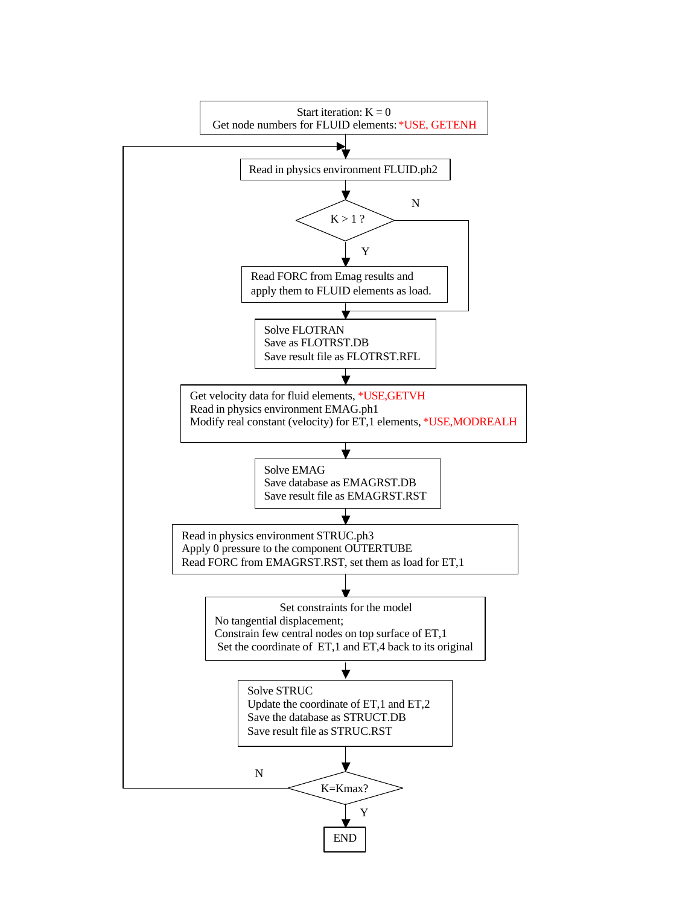Start iteration: K = 0
Get node numbers for FLUID elements: *USE, GETENH

Read in physics environment FLUID.ph2

K > 1 ?

Y

N

Read FORC from Emag results and
apply them to FLUID elements as load.

Solve FLOTRAN
Save as FLOTRST.DB
Save result file as FLOTRST.RFL

Get velocity data for fluid elements, *USE,GETVH
Read in physics environment EMAG.ph1
Modify real constant (velocity) for ET,1 elements, *USE,MODREALH

Solve EMAG
Save database as EMAGRST.DB
Save result file as EMAGRST.RST

Read in physics environment STRUC.ph3
Apply 0 pressure to the component OUTERTUBE
Read FORC from EMAGRST.RST, set them as load for ET,1

Set constraints for the model
No tangential displacement;
Constrain few central nodes on top surface of ET,1
Set the coordinate of ET,1 and ET,4 back to its original

Solve STRUC
Update the coordinate of ET,1 and ET,2
Save the database as STRUCT.DB
Save result file as STRUC.RST

K=Kmax?

N

Y

END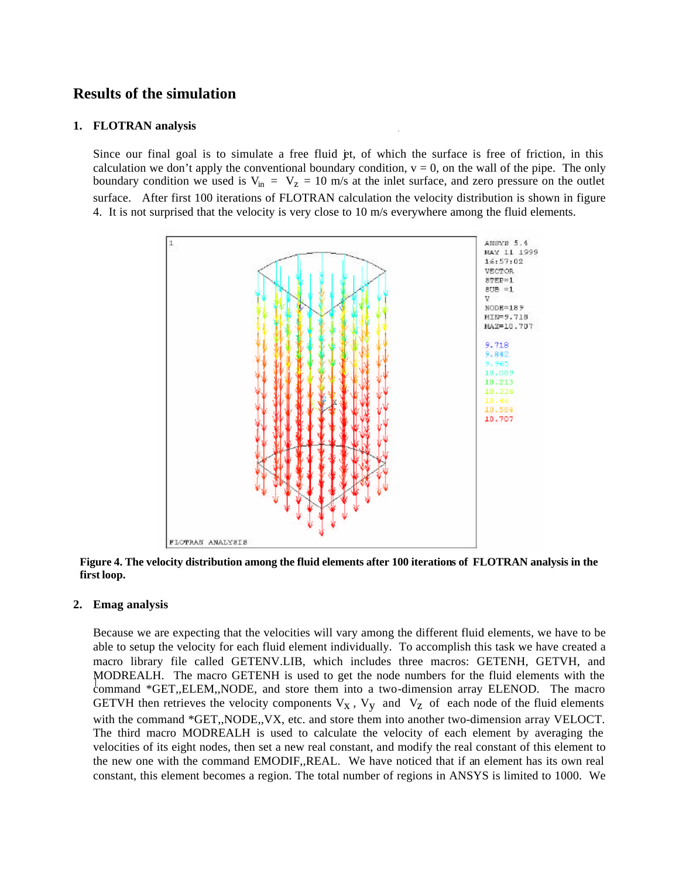## Results of the simulation

### 1. FLOTRAN analysis

Since our final goal is to simulate a free fluid jet, of which the surface is free of friction, in this calculation we don't apply the conventional boundary condition, v = 0, on the wall of the pipe. The only boundary condition we used is $V_{in} = V_z = 10$ m/s at the inlet surface, and zero pressure on the outlet surface. After first 100 iterations of FLOTRAN calculation the velocity distribution is shown in figure 4. It is not surprised that the velocity is very close to 10 m/s everywhere among the fluid elements.

**Figure 4. The velocity distribution among the fluid elements after 100 iterations of FLOTRAN analysis in the first loop.**

### 2. Emag analysis

Because we are expecting that the velocities will vary among the different fluid elements, we have to be able to setup the velocity for each fluid element individually. To accomplish this task we have created a macro library file called GETENV.LIB, which includes three macros: GETENH, GETVH, and MODREALH. The macro GETENH is used to get the node numbers for the fluid elements with the command *GET,,ELEM,,NODE, and store them into a two-dimension array ELENOD. The macro GETVH then retrieves the velocity components $V_x$, $V_y$ and $V_z$ of each node of the fluid elements with the command *GET,,NODE,,VX, etc. and store them into another two-dimension array VELOCT. The third macro MODREALH is used to calculate the velocity of each element by averaging the velocities of its eight nodes, then set a new real constant, and modify the real constant of this element to the new one with the command EMODIF,,REAL. We have noticed that if an element has its own real constant, this element becomes a region. The total number of regions in ANSYS is limited to 1000. We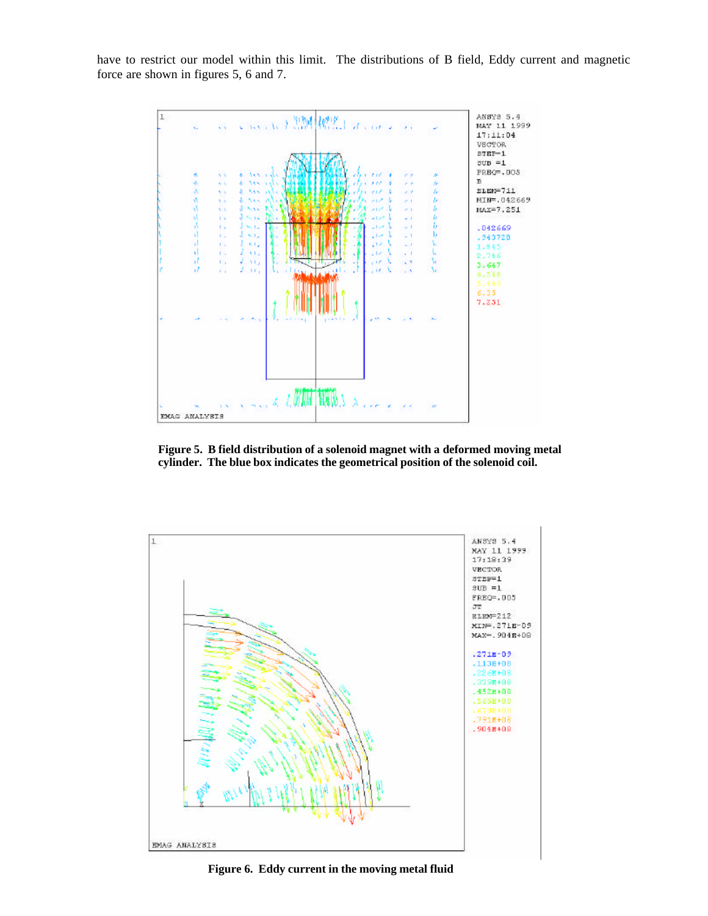have to restrict our model within this limit. The distributions of B field, Eddy current and magnetic force are shown in figures 5, 6 and 7.

**Figure 5. B field distribution of a solenoid magnet with a deformed moving metal cylinder. The blue box indicates the geometrical position of the solenoid coil.**

**Figure 6. Eddy current in the moving metal fluid**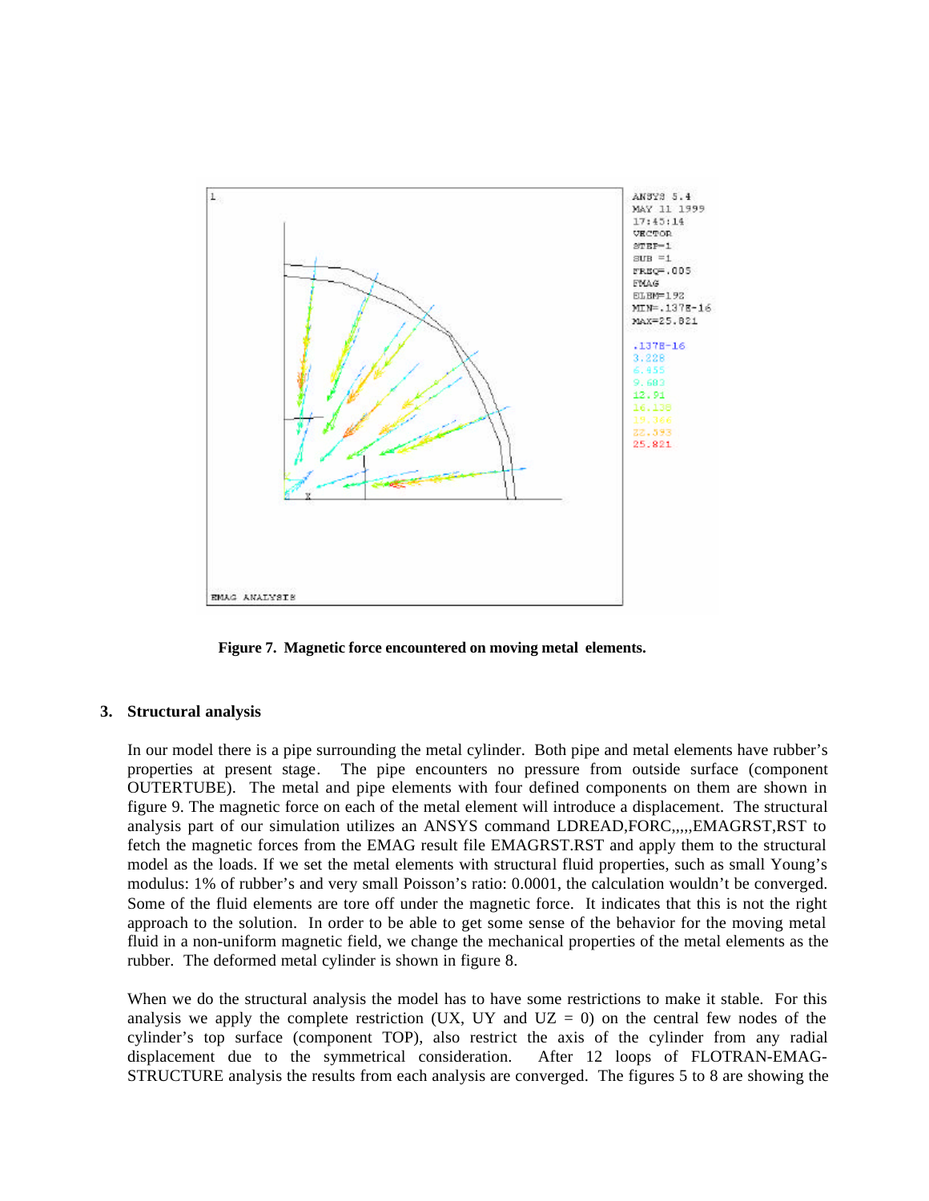**Figure 7. Magnetic force encountered on moving metal elements.**

## 3. Structural analysis

In our model there is a pipe surrounding the metal cylinder. Both pipe and metal elements have rubber's properties at present stage. The pipe encounters no pressure from outside surface (component OUTERTUBE). The metal and pipe elements with four defined components on them are shown in figure 9. The magnetic force on each of the metal element will introduce a displacement. The structural analysis part of our simulation utilizes an ANSYS command LDREAD,FORC,,,,,EMAGRST,RST to fetch the magnetic forces from the EMAG result file EMAGRST.RST and apply them to the structural model as the loads. If we set the metal elements with structural fluid properties, such as small Young's modulus: 1% of rubber's and very small Poisson's ratio: 0.0001, the calculation wouldn't be converged. Some of the fluid elements are tore off under the magnetic force. It indicates that this is not the right approach to the solution. In order to be able to get some sense of the behavior for the moving metal fluid in a non-uniform magnetic field, we change the mechanical properties of the metal elements as the rubber. The deformed metal cylinder is shown in figure 8.

When we do the structural analysis the model has to have some restrictions to make it stable. For this analysis we apply the complete restriction (UX, UY and UZ = 0) on the central few nodes of the cylinder's top surface (component TOP), also restrict the axis of the cylinder from any radial displacement due to the symmetrical consideration. After 12 loops of FLOTRAN-EMAG-STRUCTURE analysis the results from each analysis are converged. The figures 5 to 8 are showing the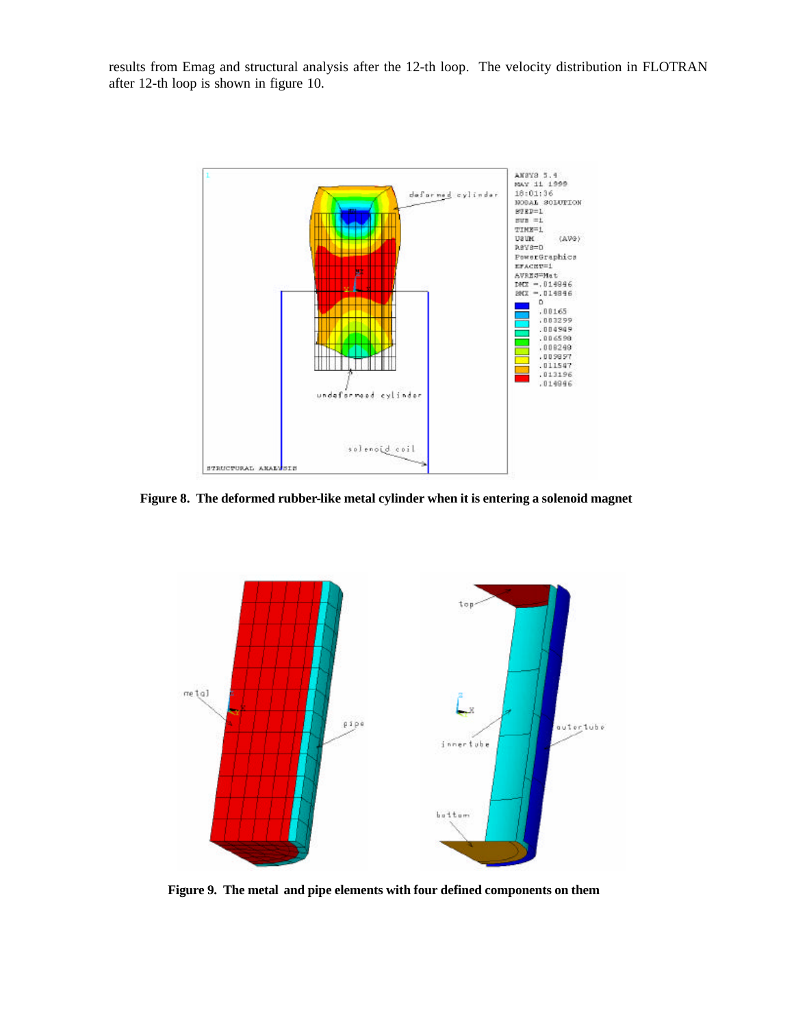results from Emag and structural analysis after the 12-th loop. The velocity distribution in FLOTRAN after 12-th loop is shown in figure 10.

**Figure 8. The deformed rubber-like metal cylinder when it is entering a solenoid magnet**

**Figure 9. The metal and pipe elements with four defined components on them**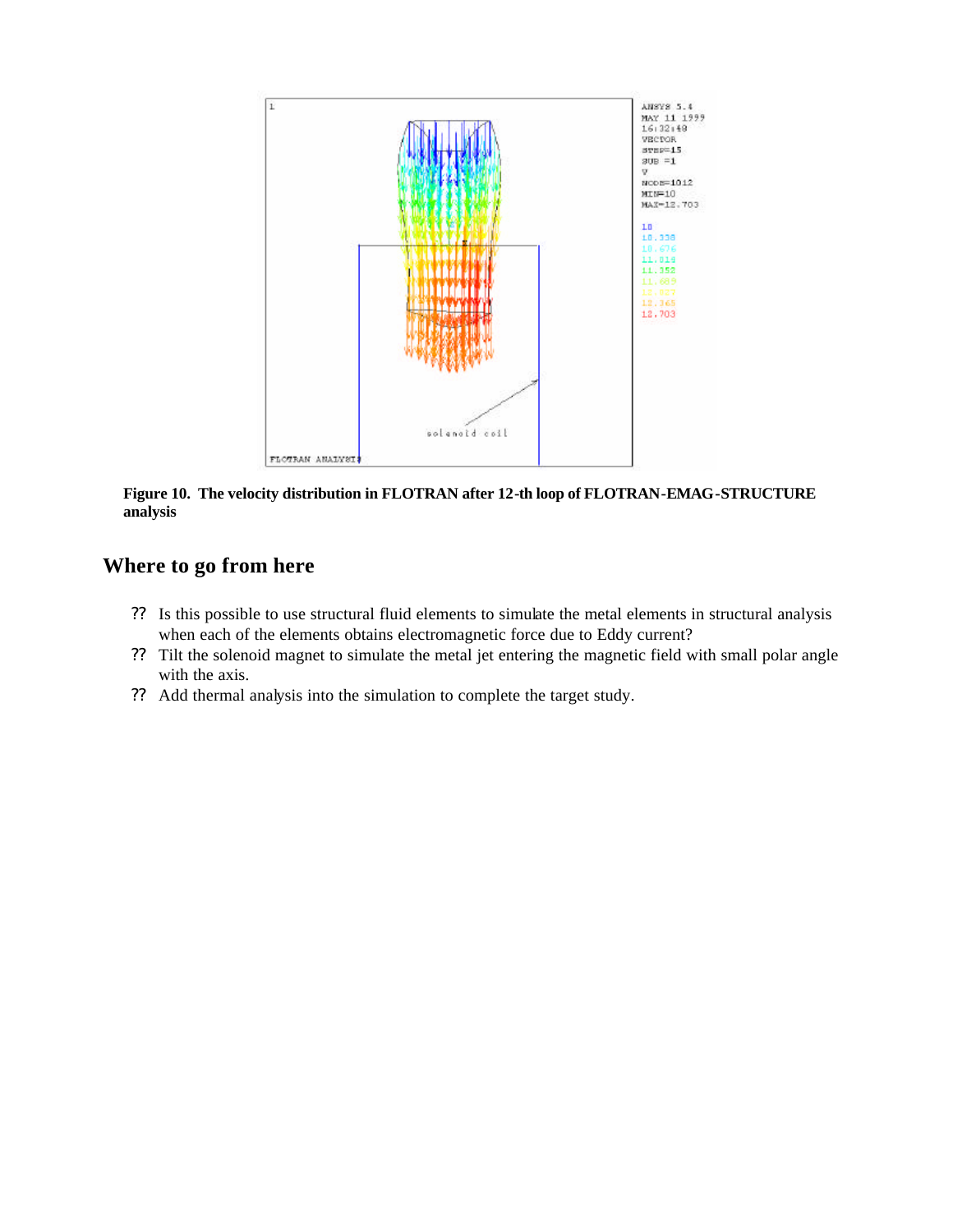1

ANSYS 5.4
MAY 11 1999
16:32:48
VECTOR
STEP=15
SUB =1
V
NODE=1012
MIN=10
MAX=12.703

10
10.338
10.676
11.014
11.352
11.689
12.027
12.365
12.703

solenoid coil

FLOTRAN ANALYSIS

**Figure 10. The velocity distribution in FLOTRAN after 12-th loop of FLOTRAN-EMAG-STRUCTURE analysis**

## Where to go from here

- ?? Is this possible to use structural fluid elements to simulate the metal elements in structural analysis when each of the elements obtains electromagnetic force due to Eddy current?
- ?? Tilt the solenoid magnet to simulate the metal jet entering the magnetic field with small polar angle with the axis.
- ?? Add thermal analysis into the simulation to complete the target study.